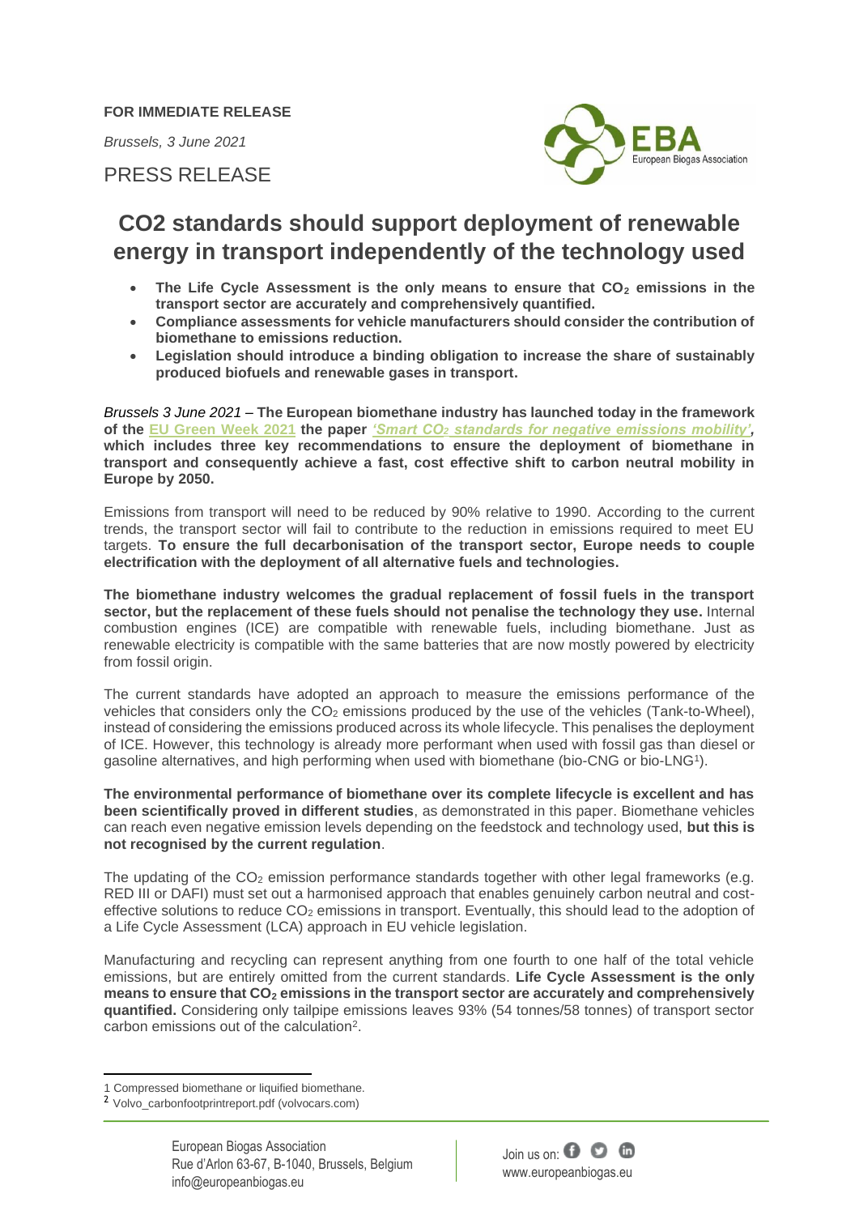**FOR IMMEDIATE RELEASE**

*Brussels, 3 June 2021*

PRESS RELEASE

# CO2 standards should support deployment of renewable energy in transport independently of the technology used

- **The Life Cycle Assessment is the only means to ensure that $CO_2$ emissions in the transport sector are accurately and comprehensively quantified.**
- **Compliance assessments for vehicle manufacturers should consider the contribution of biomethane to emissions reduction.**
- **Legislation should introduce a binding obligation to increase the share of sustainably produced biofuels and renewable gases in transport.**

*Brussels 3 June 2021* – **The European biomethane industry has launched today in the framework of the EU Green Week 2021 the paper *'Smart $CO_2$ standards for negative emissions mobility'*, which includes three key recommendations to ensure the deployment of biomethane in transport and consequently achieve a fast, cost effective shift to carbon neutral mobility in Europe by 2050.**

Emissions from transport will need to be reduced by 90% relative to 1990. According to the current trends, the transport sector will fail to contribute to the reduction in emissions required to meet EU targets. **To ensure the full decarbonisation of the transport sector, Europe needs to couple electrification with the deployment of all alternative fuels and technologies.**

**The biomethane industry welcomes the gradual replacement of fossil fuels in the transport sector, but the replacement of these fuels should not penalise the technology they use.** Internal combustion engines (ICE) are compatible with renewable fuels, including biomethane. Just as renewable electricity is compatible with the same batteries that are now mostly powered by electricity from fossil origin.

The current standards have adopted an approach to measure the emissions performance of the vehicles that considers only the $CO_2$ emissions produced by the use of the vehicles (Tank-to-Wheel), instead of considering the emissions produced across its whole lifecycle. This penalises the deployment of ICE. However, this technology is already more performant when used with fossil gas than diesel or gasoline alternatives, and high performing when used with biomethane (bio-CNG or bio-LNG[1]).

**The environmental performance of biomethane over its complete lifecycle is excellent and has been scientifically proved in different studies**, as demonstrated in this paper. Biomethane vehicles can reach even negative emission levels depending on the feedstock and technology used, **but this is not recognised by the current regulation**.

The updating of the $CO_2$ emission performance standards together with other legal frameworks (e.g. RED III or DAFI) must set out a harmonised approach that enables genuinely carbon neutral and cost-effective solutions to reduce $CO_2$ emissions in transport. Eventually, this should lead to the adoption of a Life Cycle Assessment (LCA) approach in EU vehicle legislation.

Manufacturing and recycling can represent anything from one fourth to one half of the total vehicle emissions, but are entirely omitted from the current standards. **Life Cycle Assessment is the only means to ensure that $CO_2$ emissions in the transport sector are accurately and comprehensively quantified.** Considering only tailpipe emissions leaves 93% (54 tonnes/58 tonnes) of transport sector carbon emissions out of the calculation[2].

---

1 Compressed biomethane or liquified biomethane.

2 Volvo_carbonfootprintreport.pdf (volvocars.com)

European Biogas Association
Rue d'Arlon 63-67, B-1040, Brussels, Belgium
info@europeanbiogas.eu

Join us on:
www.europeanbiogas.eu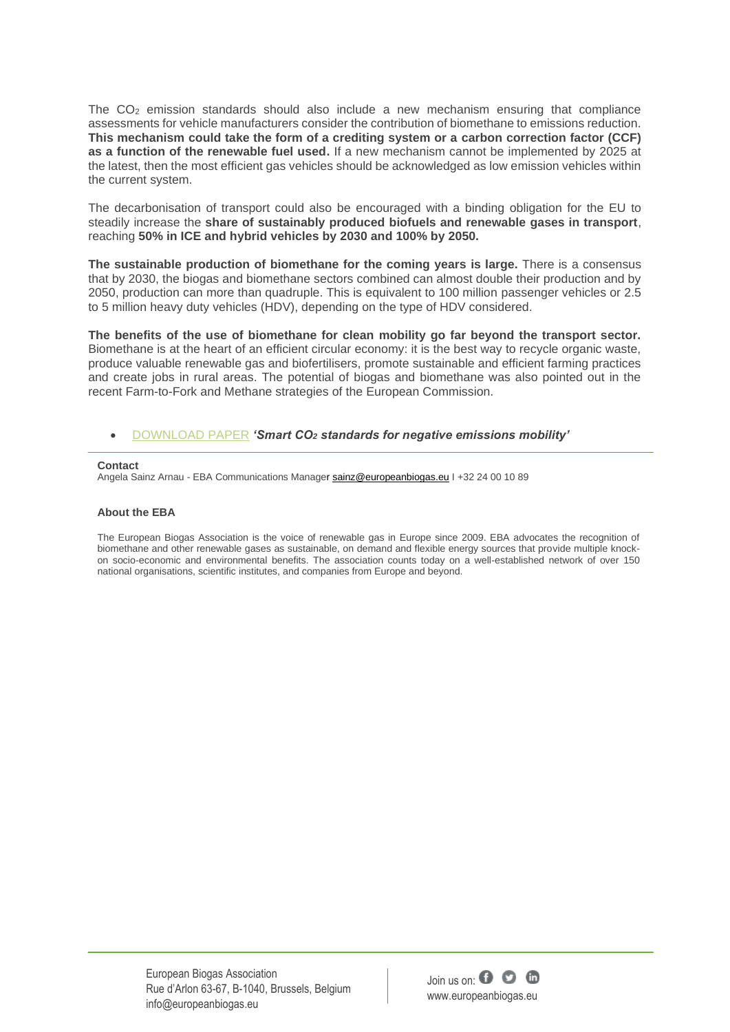The $CO_2$ emission standards should also include a new mechanism ensuring that compliance assessments for vehicle manufacturers consider the contribution of biomethane to emissions reduction. **This mechanism could take the form of a crediting system or a carbon correction factor (CCF) as a function of the renewable fuel used.** If a new mechanism cannot be implemented by 2025 at the latest, then the most efficient gas vehicles should be acknowledged as low emission vehicles within the current system.

The decarbonisation of transport could also be encouraged with a binding obligation for the EU to steadily increase the **share of sustainably produced biofuels and renewable gases in transport**, reaching **50% in ICE and hybrid vehicles by 2030 and 100% by 2050.**

**The sustainable production of biomethane for the coming years is large.** There is a consensus that by 2030, the biogas and biomethane sectors combined can almost double their production and by 2050, production can more than quadruple. This is equivalent to 100 million passenger vehicles or 2.5 to 5 million heavy duty vehicles (HDV), depending on the type of HDV considered.

**The benefits of the use of biomethane for clean mobility go far beyond the transport sector.** Biomethane is at the heart of an efficient circular economy: it is the best way to recycle organic waste, produce valuable renewable gas and biofertilisers, promote sustainable and efficient farming practices and create jobs in rural areas. The potential of biogas and biomethane was also pointed out in the recent Farm-to-Fork and Methane strategies of the European Commission.

- DOWNLOAD PAPER ***'Smart $CO_2$ standards for negative emissions mobility'***

---

**Contact**

Angela Sainz Arnau - EBA Communications Manager sainz@europeanbiogas.eu I +32 24 00 10 89

**About the EBA**

The European Biogas Association is the voice of renewable gas in Europe since 2009. EBA advocates the recognition of biomethane and other renewable gases as sustainable, on demand and flexible energy sources that provide multiple knock-on socio-economic and environmental benefits. The association counts today on a well-established network of over 150 national organisations, scientific institutes, and companies from Europe and beyond.

European Biogas Association
Rue d'Arlon 63-67, B-1040, Brussels, Belgium
info@europeanbiogas.eu

Join us on:
www.europeanbiogas.eu